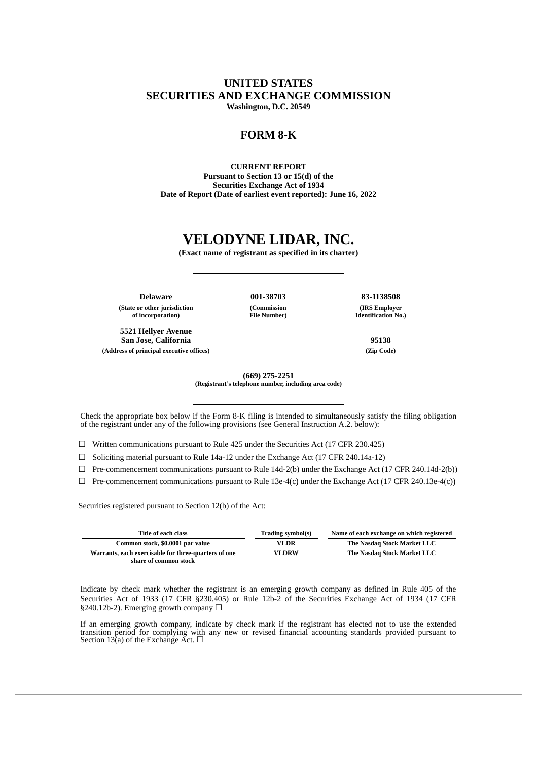# UNITED STATES
# SECURITIES AND EXCHANGE COMMISSION

**Washington, D.C. 20549**

## FORM 8-K

**CURRENT REPORT**
**Pursuant to Section 13 or 15(d) of the**
**Securities Exchange Act of 1934**
**Date of Report (Date of earliest event reported): June 16, 2022**

# VELODYNE LIDAR, INC.

**(Exact name of registrant as specified in its charter)**

| **Delaware** | **001-38703** | **83-1138508** |
|---|---|---|
| **(State or other jurisdiction of incorporation)** | **(Commission File Number)** | **(IRS Employer Identification No.)** |

| **5521 Hellyer Avenue San Jose, California** | **95138** |
|---|---|
| **(Address of principal executive offices)** | **(Zip Code)** |

**(669) 275-2251**
**(Registrant's telephone number, including area code)**

Check the appropriate box below if the Form 8-K filing is intended to simultaneously satisfy the filing obligation of the registrant under any of the following provisions (see General Instruction A.2. below):

☐ Written communications pursuant to Rule 425 under the Securities Act (17 CFR 230.425)

☐ Soliciting material pursuant to Rule 14a-12 under the Exchange Act (17 CFR 240.14a-12)

☐ Pre-commencement communications pursuant to Rule 14d-2(b) under the Exchange Act (17 CFR 240.14d-2(b))

☐ Pre-commencement communications pursuant to Rule 13e-4(c) under the Exchange Act (17 CFR 240.13e-4(c))

Securities registered pursuant to Section 12(b) of the Act:

| Title of each class | Trading symbol(s) | Name of each exchange on which registered |
|---|---|---|
| Common stock, $0.0001 par value | VLDR | The Nasdaq Stock Market LLC |
| Warrants, each exercisable for three-quarters of one share of common stock | VLDRW | The Nasdaq Stock Market LLC |

Indicate by check mark whether the registrant is an emerging growth company as defined in Rule 405 of the Securities Act of 1933 (17 CFR §230.405) or Rule 12b-2 of the Securities Exchange Act of 1934 (17 CFR §240.12b-2). Emerging growth company ☐

If an emerging growth company, indicate by check mark if the registrant has elected not to use the extended transition period for complying with any new or revised financial accounting standards provided pursuant to Section 13(a) of the Exchange Act. ☐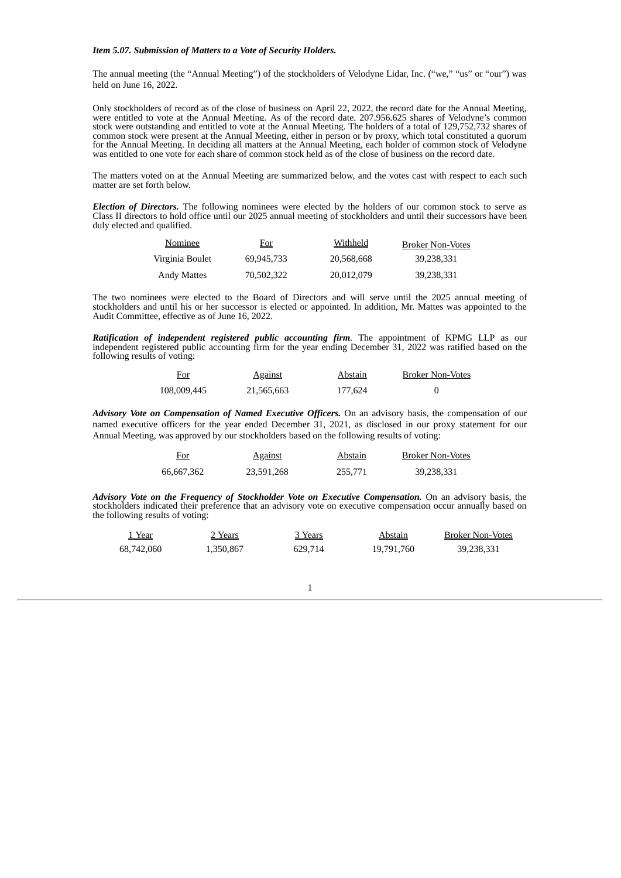***Item 5.07. Submission of Matters to a Vote of Security Holders.***

The annual meeting (the "Annual Meeting") of the stockholders of Velodyne Lidar, Inc. ("we," "us" or "our") was held on June 16, 2022.

Only stockholders of record as of the close of business on April 22, 2022, the record date for the Annual Meeting, were entitled to vote at the Annual Meeting. As of the record date, 207,956,625 shares of Velodyne's common stock were outstanding and entitled to vote at the Annual Meeting. The holders of a total of 129,752,732 shares of common stock were present at the Annual Meeting, either in person or by proxy, which total constituted a quorum for the Annual Meeting. In deciding all matters at the Annual Meeting, each holder of common stock of Velodyne was entitled to one vote for each share of common stock held as of the close of business on the record date.

The matters voted on at the Annual Meeting are summarized below, and the votes cast with respect to each such matter are set forth below.

***Election of Directors.*** The following nominees were elected by the holders of our common stock to serve as Class II directors to hold office until our 2025 annual meeting of stockholders and until their successors have been duly elected and qualified.

| Nominee | For | Withheld | Broker Non-Votes |
|---|---|---|---|
| Virginia Boulet | 69,945,733 | 20,568,668 | 39,238,331 |
| Andy Mattes | 70,502,322 | 20,012,079 | 39,238,331 |

The two nominees were elected to the Board of Directors and will serve until the 2025 annual meeting of stockholders and until his or her successor is elected or appointed. In addition, Mr. Mattes was appointed to the Audit Committee, effective as of June 16, 2022.

***Ratification of independent registered public accounting firm***. The appointment of KPMG LLP as our independent registered public accounting firm for the year ending December 31, 2022 was ratified based on the following results of voting:

| For | Against | Abstain | Broker Non-Votes |
|---|---|---|---|
| 108,009,445 | 21,565,663 | 177,624 | 0 |

***Advisory Vote on Compensation of Named Executive Officers.*** On an advisory basis, the compensation of our named executive officers for the year ended December 31, 2021, as disclosed in our proxy statement for our Annual Meeting, was approved by our stockholders based on the following results of voting:

| For | Against | Abstain | Broker Non-Votes |
|---|---|---|---|
| 66,667,362 | 23,591,268 | 255,771 | 39,238,331 |

***Advisory Vote on the Frequency of Stockholder Vote on Executive Compensation.*** On an advisory basis, the stockholders indicated their preference that an advisory vote on executive compensation occur annually based on the following results of voting:

| 1 Year | 2 Years | 3 Years | Abstain | Broker Non-Votes |
|---|---|---|---|---|
| 68,742,060 | 1,350,867 | 629,714 | 19,791,760 | 39,238,331 |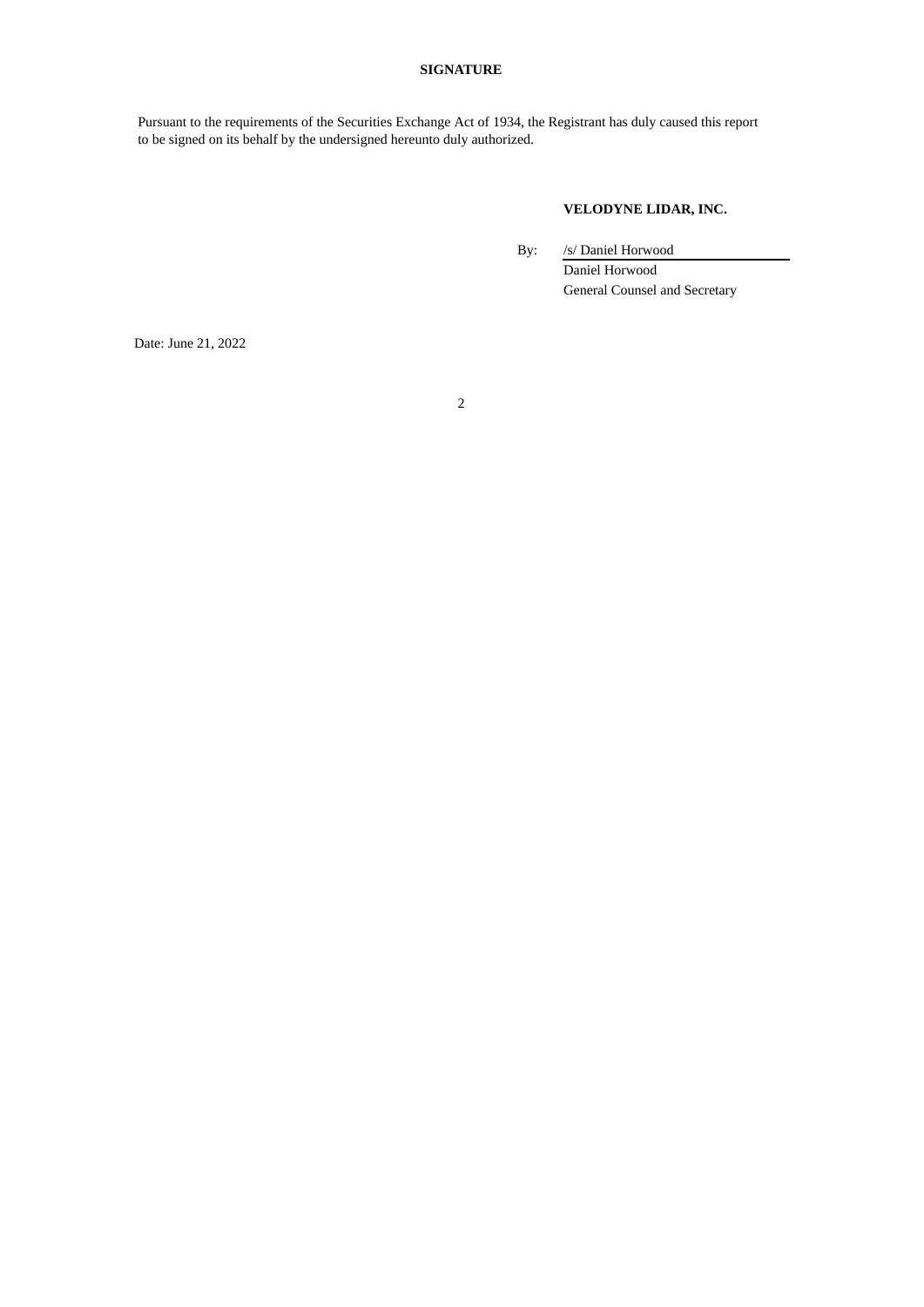**SIGNATURE**

Pursuant to the requirements of the Securities Exchange Act of 1934, the Registrant has duly caused this report to be signed on its behalf by the undersigned hereunto duly authorized.

**VELODYNE LIDAR, INC.**

By: /s/ Daniel Horwood
Daniel Horwood
General Counsel and Secretary

Date: June 21, 2022